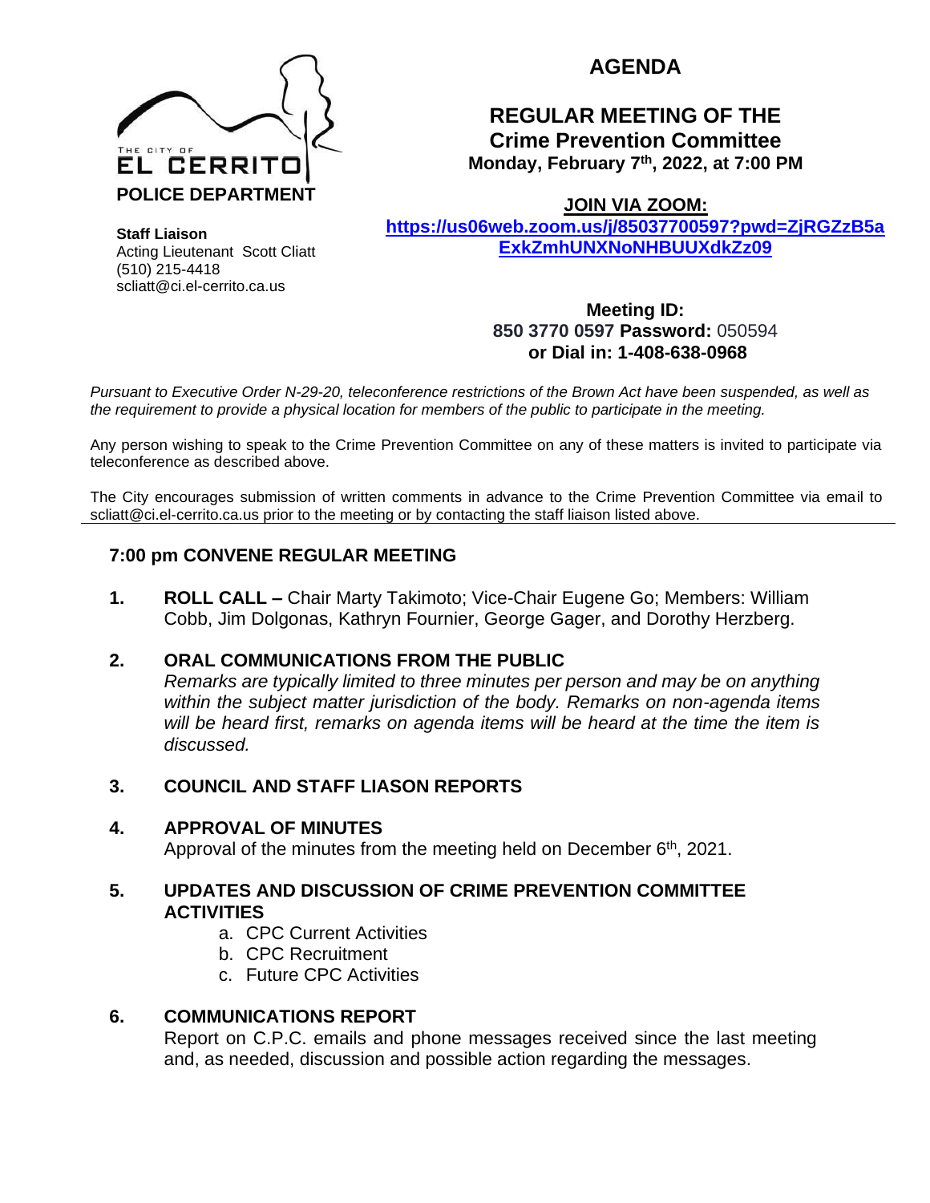THE CITY OF
EL CERRITO
**POLICE DEPARTMENT**

**Staff Liaison**
Acting Lieutenant Scott Cliatt
(510) 215-4418
scliatt@ci.el-cerrito.ca.us

# AGENDA

## REGULAR MEETING OF THE Crime Prevention Committee

**Monday, February 7th, 2022, at 7:00 PM**

**JOIN VIA ZOOM:**
**https://us06web.zoom.us/j/85037700597?pwd=ZjRGZzB5aExkZmhUNXNoNHBUUXdkZz09**

**Meeting ID:**
**850 3770 0597 Password:** 050594
**or Dial in: 1-408-638-0968**

*Pursuant to Executive Order N-29-20, teleconference restrictions of the Brown Act have been suspended, as well as the requirement to provide a physical location for members of the public to participate in the meeting.*

Any person wishing to speak to the Crime Prevention Committee on any of these matters is invited to participate via teleconference as described above.

The City encourages submission of written comments in advance to the Crime Prevention Committee via email to scliatt@ci.el-cerrito.ca.us prior to the meeting or by contacting the staff liaison listed above.

---

### 7:00 pm CONVENE REGULAR MEETING

1. **ROLL CALL –** Chair Marty Takimoto; Vice-Chair Eugene Go; Members: William Cobb, Jim Dolgonas, Kathryn Fournier, George Gager, and Dorothy Herzberg.

2. **ORAL COMMUNICATIONS FROM THE PUBLIC**
   *Remarks are typically limited to three minutes per person and may be on anything within the subject matter jurisdiction of the body. Remarks on non-agenda items will be heard first, remarks on agenda items will be heard at the time the item is discussed.*

3. **COUNCIL AND STAFF LIASON REPORTS**

4. **APPROVAL OF MINUTES**
   Approval of the minutes from the meeting held on December 6th, 2021.

5. **UPDATES AND DISCUSSION OF CRIME PREVENTION COMMITTEE ACTIVITIES**
   a. CPC Current Activities
   b. CPC Recruitment
   c. Future CPC Activities

6. **COMMUNICATIONS REPORT**
   Report on C.P.C. emails and phone messages received since the last meeting and, as needed, discussion and possible action regarding the messages.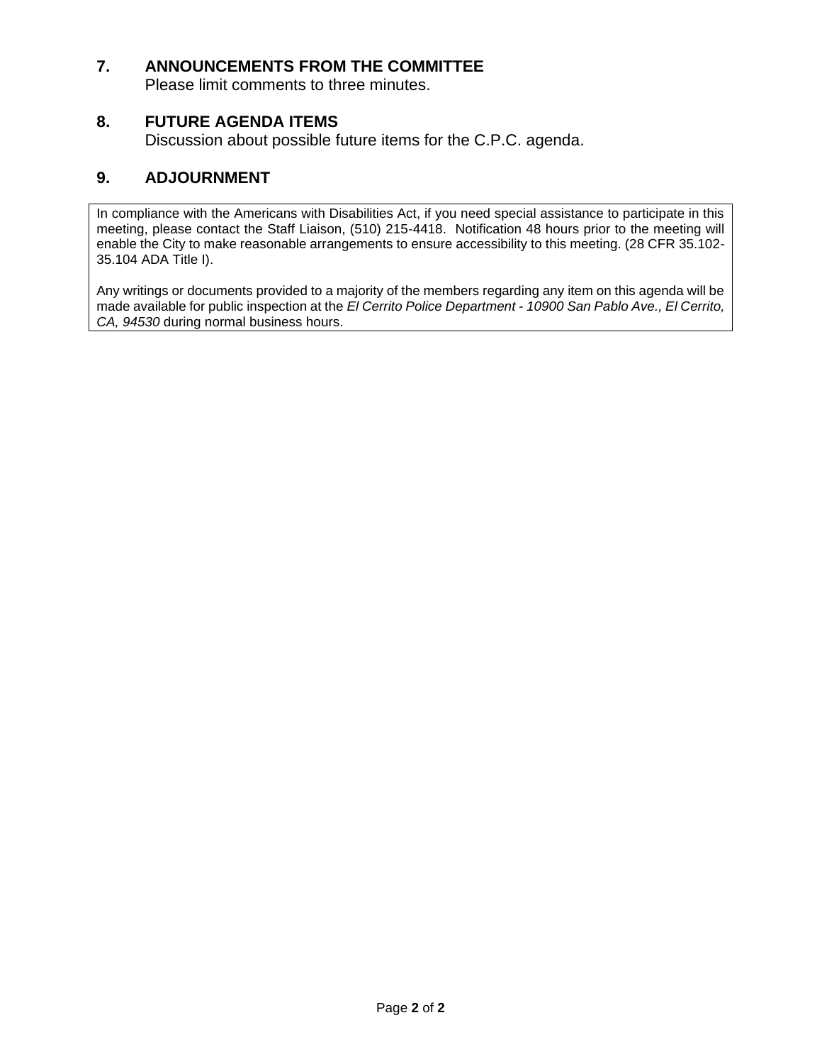## 7. ANNOUNCEMENTS FROM THE COMMITTEE

Please limit comments to three minutes.

## 8. FUTURE AGENDA ITEMS

Discussion about possible future items for the C.P.C. agenda.

## 9. ADJOURNMENT

In compliance with the Americans with Disabilities Act, if you need special assistance to participate in this meeting, please contact the Staff Liaison, (510) 215-4418. Notification 48 hours prior to the meeting will enable the City to make reasonable arrangements to ensure accessibility to this meeting. (28 CFR 35.102-35.104 ADA Title I).

Any writings or documents provided to a majority of the members regarding any item on this agenda will be made available for public inspection at the *El Cerrito Police Department - 10900 San Pablo Ave., El Cerrito, CA, 94530* during normal business hours.